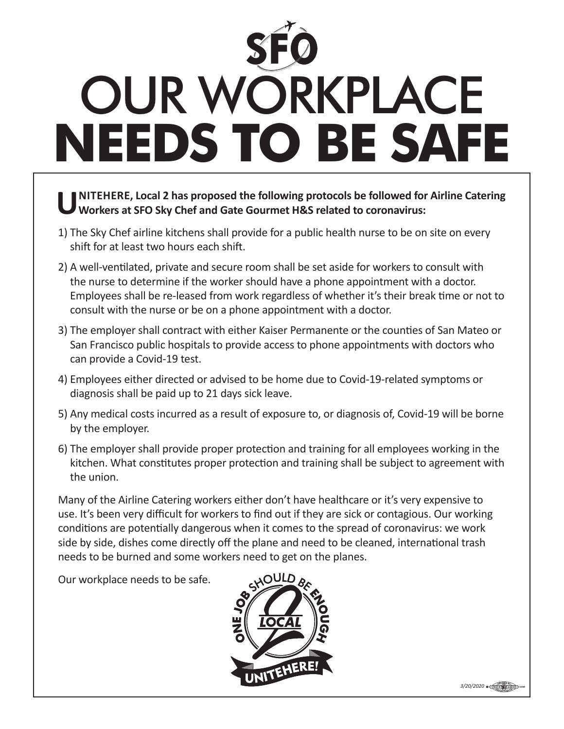# SFO

# OUR WORKPLACE **NEEDS TO BE SAFE**

**UNITEHERE, Local 2 has proposed the following protocols be followed for Airline Catering Workers at SFO Sky Chef and Gate Gourmet H&S related to coronavirus:**

1) The Sky Chef airline kitchens shall provide for a public health nurse to be on site on every shift for at least two hours each shift.
2) A well-ventilated, private and secure room shall be set aside for workers to consult with the nurse to determine if the worker should have a phone appointment with a doctor. Employees shall be re-leased from work regardless of whether it's their break time or not to consult with the nurse or be on a phone appointment with a doctor.
3) The employer shall contract with either Kaiser Permanente or the counties of San Mateo or San Francisco public hospitals to provide access to phone appointments with doctors who can provide a Covid-19 test.
4) Employees either directed or advised to be home due to Covid-19-related symptoms or diagnosis shall be paid up to 21 days sick leave.
5) Any medical costs incurred as a result of exposure to, or diagnosis of, Covid-19 will be borne by the employer.
6) The employer shall provide proper protection and training for all employees working in the kitchen. What constitutes proper protection and training shall be subject to agreement with the union.

Many of the Airline Catering workers either don't have healthcare or it's very expensive to use. It's been very difficult for workers to find out if they are sick or contagious. Our working conditions are potentially dangerous when it comes to the spread of coronavirus: we work side by side, dishes come directly off the plane and need to be cleaned, international trash needs to be burned and some workers need to get on the planes.

Our workplace needs to be safe.

ONE JOB SHOULD BE ENOUGH — LOCAL 2 — UNITEHERE!

*3/20/2020*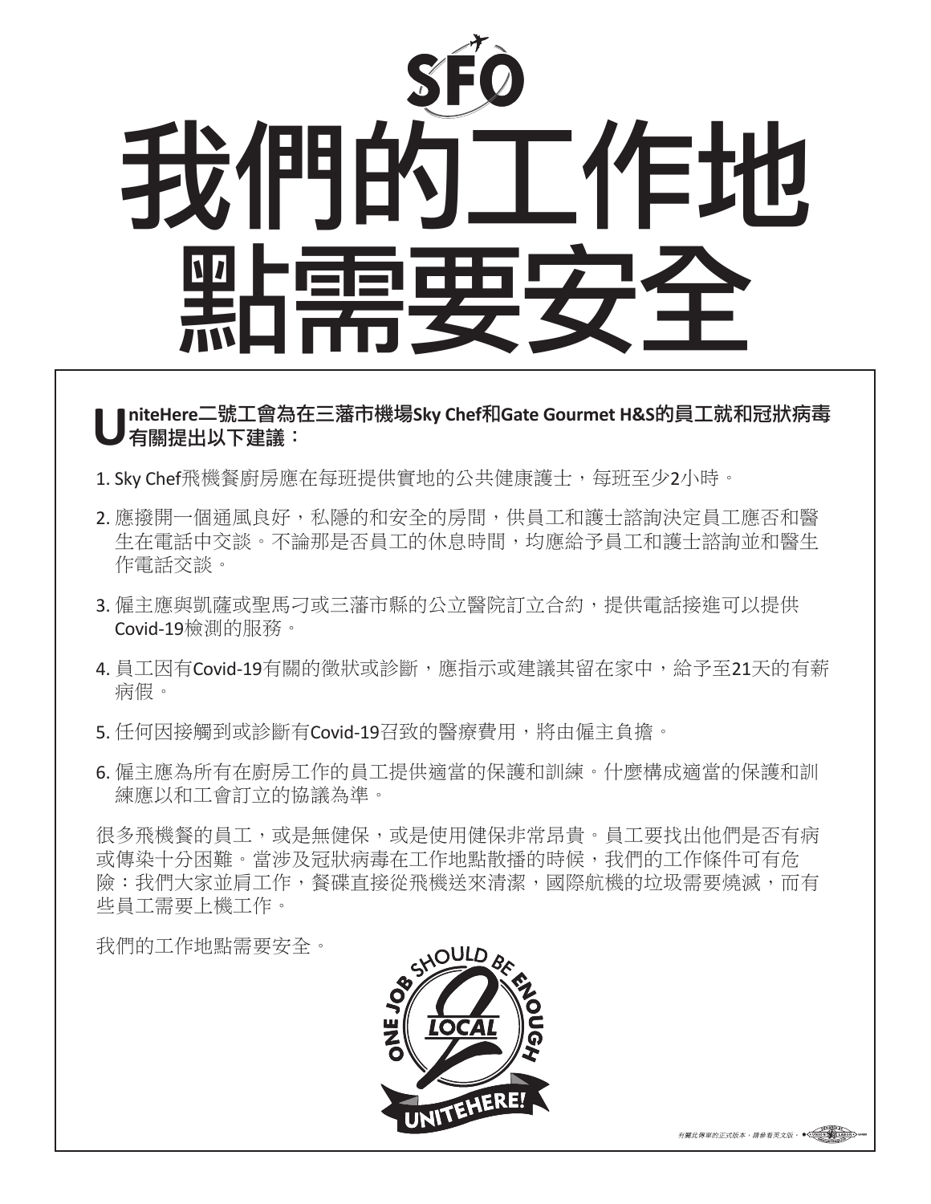SFO

# 我們的工作地點需要安全

**UniteHere二號工會為在三藩市機場Sky Chef和Gate Gourmet H&S的員工就和冠狀病毒有關提出以下建議：**

1. Sky Chef飛機餐廚房應在每班提供實地的公共健康護士，每班至少2小時。
2. 應撥開一個通風良好，私隱的和安全的房間，供員工和護士諮詢決定員工應否和醫生在電話中交談。不論那是否員工的休息時間，均應給予員工和護士諮詢並和醫生作電話交談。
3. 僱主應與凱薩或聖馬刁或三藩市縣的公立醫院訂立合約，提供電話接進可以提供Covid-19檢測的服務。
4. 員工因有Covid-19有關的徵狀或診斷，應指示或建議其留在家中，給予至21天的有薪病假。
5. 任何因接觸到或診斷有Covid-19召致的醫療費用，將由僱主負擔。
6. 僱主應為所有在廚房工作的員工提供適當的保護和訓練。什麼構成適當的保護和訓練應以和工會訂立的協議為準。

很多飛機餐的員工，或是無健保，或是使用健保非常昂貴。員工要找出他們是否有病或傳染十分困難。當涉及冠狀病毒在工作地點散播的時候，我們的工作條件可有危險：我們大家並肩工作，餐碟直接從飛機送來清潔，國際航機的垃圾需要燒滅，而有些員工需要上機工作。

我們的工作地點需要安全。

ONE JOB SHOULD BE ENOUGH
LOCAL 2
UNITEHERE!

*有關此傳單的正式版本，請參看英文版。*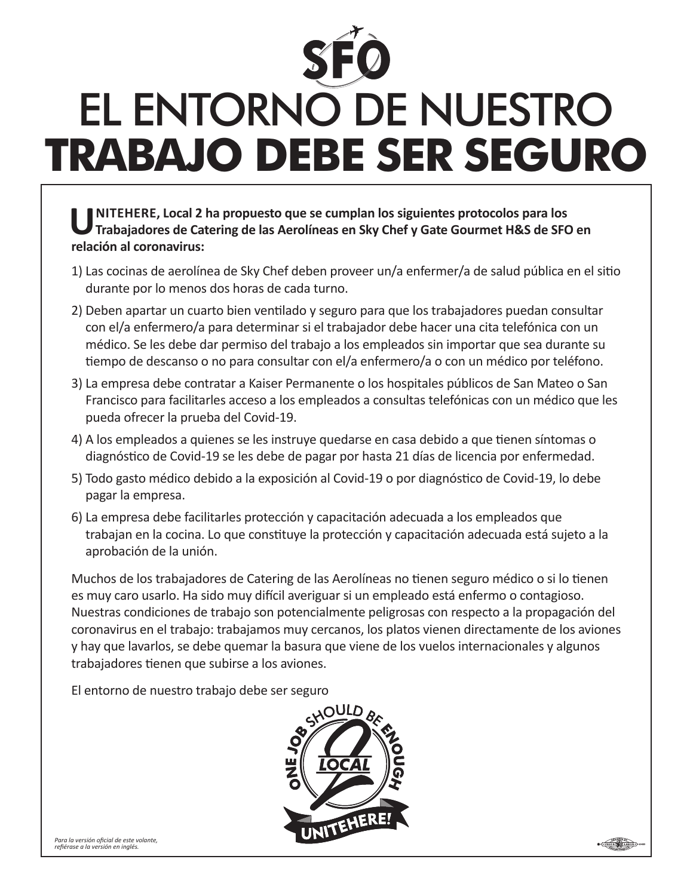# SFO

# EL ENTORNO DE NUESTRO **TRABAJO DEBE SER SEGURO**

**UNITEHERE, Local 2 ha propuesto que se cumplan los siguientes protocolos para los Trabajadores de Catering de las Aerolíneas en Sky Chef y Gate Gourmet H&S de SFO en relación al coronavirus:**

1) Las cocinas de aerolínea de Sky Chef deben proveer un/a enfermer/a de salud pública en el sitio durante por lo menos dos horas de cada turno.
2) Deben apartar un cuarto bien ventilado y seguro para que los trabajadores puedan consultar con el/a enfermero/a para determinar si el trabajador debe hacer una cita telefónica con un médico. Se les debe dar permiso del trabajo a los empleados sin importar que sea durante su tiempo de descanso o no para consultar con el/a enfermero/a o con un médico por teléfono.
3) La empresa debe contratar a Kaiser Permanente o los hospitales públicos de San Mateo o San Francisco para facilitarles acceso a los empleados a consultas telefónicas con un médico que les pueda ofrecer la prueba del Covid-19.
4) A los empleados a quienes se les instruye quedarse en casa debido a que tienen síntomas o diagnóstico de Covid-19 se les debe de pagar por hasta 21 días de licencia por enfermedad.
5) Todo gasto médico debido a la exposición al Covid-19 o por diagnóstico de Covid-19, lo debe pagar la empresa.
6) La empresa debe facilitarles protección y capacitación adecuada a los empleados que trabajan en la cocina. Lo que constituye la protección y capacitación adecuada está sujeto a la aprobación de la unión.

Muchos de los trabajadores de Catering de las Aerolíneas no tienen seguro médico o si lo tienen es muy caro usarlo. Ha sido muy difícil averiguar si un empleado está enfermo o contagioso. Nuestras condiciones de trabajo son potencialmente peligrosas con respecto a la propagación del coronavirus en el trabajo: trabajamos muy cercanos, los platos vienen directamente de los aviones y hay que lavarlos, se debe quemar la basura que viene de los vuelos internacionales y algunos trabajadores tienen que subirse a los aviones.

El entorno de nuestro trabajo debe ser seguro

ONE JOB SHOULD BE ENOUGH
LOCAL 2
UNITEHERE!

*Para la versión oficial de este volante, refiérase a la versión en inglés.*